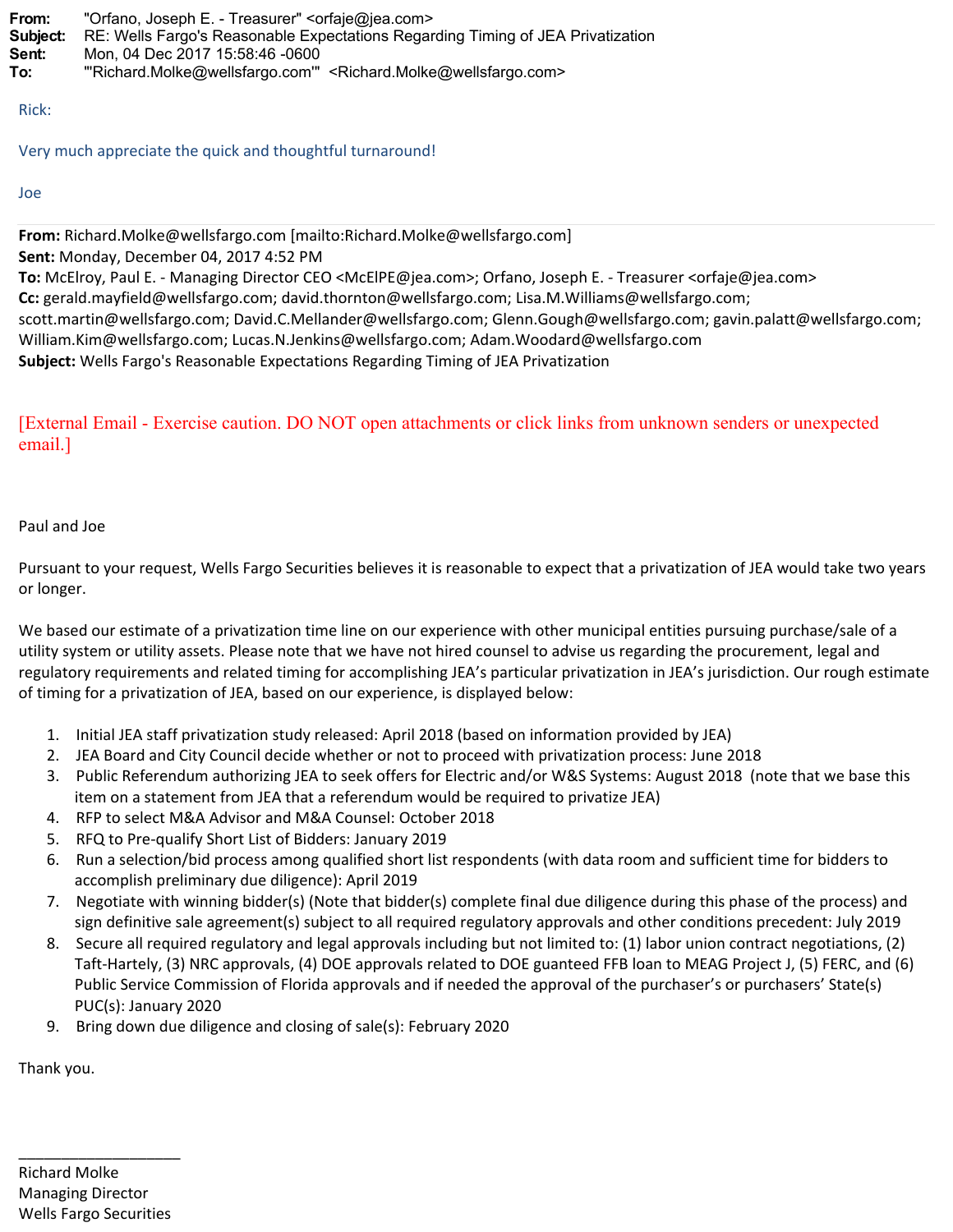**From:** "Orfano, Joseph E. - Treasurer" <orfaje@jea.com>
**Subject:** RE: Wells Fargo's Reasonable Expectations Regarding Timing of JEA Privatization
**Sent:** Mon, 04 Dec 2017 15:58:46 -0600
**To:** '"Richard.Molke@wellsfargo.com"' <Richard.Molke@wellsfargo.com>

Rick:

Very much appreciate the quick and thoughtful turnaround!

Joe

---

**From:** Richard.Molke@wellsfargo.com [mailto:Richard.Molke@wellsfargo.com]
**Sent:** Monday, December 04, 2017 4:52 PM
**To:** McElroy, Paul E. - Managing Director CEO <McElPE@jea.com>; Orfano, Joseph E. - Treasurer <orfaje@jea.com>
**Cc:** gerald.mayfield@wellsfargo.com; david.thornton@wellsfargo.com; Lisa.M.Williams@wellsfargo.com; scott.martin@wellsfargo.com; David.C.Mellander@wellsfargo.com; Glenn.Gough@wellsfargo.com; gavin.palatt@wellsfargo.com; William.Kim@wellsfargo.com; Lucas.N.Jenkins@wellsfargo.com; Adam.Woodard@wellsfargo.com
**Subject:** Wells Fargo's Reasonable Expectations Regarding Timing of JEA Privatization

[External Email - Exercise caution. DO NOT open attachments or click links from unknown senders or unexpected email.]

Paul and Joe

Pursuant to your request, Wells Fargo Securities believes it is reasonable to expect that a privatization of JEA would take two years or longer.

We based our estimate of a privatization time line on our experience with other municipal entities pursuing purchase/sale of a utility system or utility assets. Please note that we have not hired counsel to advise us regarding the procurement, legal and regulatory requirements and related timing for accomplishing JEA's particular privatization in JEA's jurisdiction. Our rough estimate of timing for a privatization of JEA, based on our experience, is displayed below:

1. Initial JEA staff privatization study released: April 2018 (based on information provided by JEA)
2. JEA Board and City Council decide whether or not to proceed with privatization process: June 2018
3. Public Referendum authorizing JEA to seek offers for Electric and/or W&S Systems: August 2018 (note that we base this item on a statement from JEA that a referendum would be required to privatize JEA)
4. RFP to select M&A Advisor and M&A Counsel: October 2018
5. RFQ to Pre-qualify Short List of Bidders: January 2019
6. Run a selection/bid process among qualified short list respondents (with data room and sufficient time for bidders to accomplish preliminary due diligence): April 2019
7. Negotiate with winning bidder(s) (Note that bidder(s) complete final due diligence during this phase of the process) and sign definitive sale agreement(s) subject to all required regulatory approvals and other conditions precedent: July 2019
8. Secure all required regulatory and legal approvals including but not limited to: (1) labor union contract negotiations, (2) Taft-Hartely, (3) NRC approvals, (4) DOE approvals related to DOE guanteed FFB loan to MEAG Project J, (5) FERC, and (6) Public Service Commission of Florida approvals and if needed the approval of the purchaser's or purchasers' State(s) PUC(s): January 2020
9. Bring down due diligence and closing of sale(s): February 2020

Thank you.

\_\_\_\_\_\_\_\_\_\_\_\_\_\_\_\_\_\_\_\_

Richard Molke
Managing Director
Wells Fargo Securities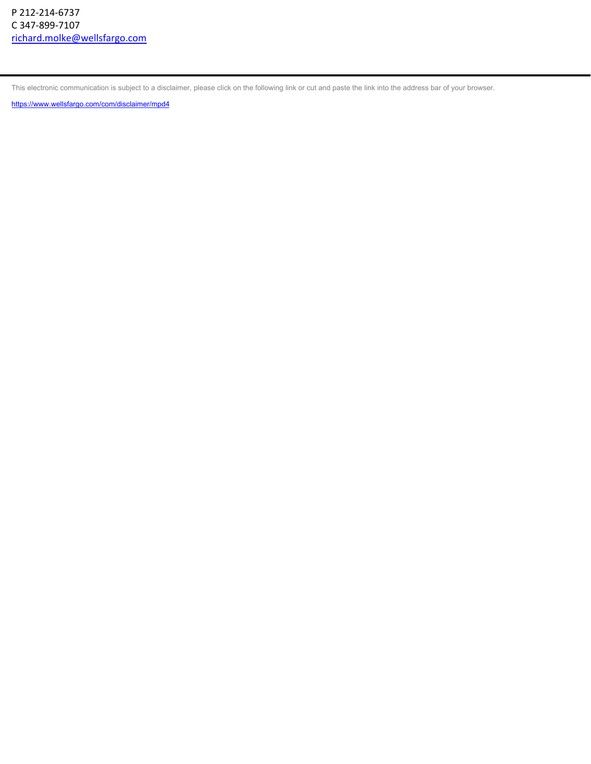P 212-214-6737
C 347-899-7107
richard.molke@wellsfargo.com

---

This electronic communication is subject to a disclaimer, please click on the following link or cut and paste the link into the address bar of your browser.

https://www.wellsfargo.com/com/disclaimer/mpd4